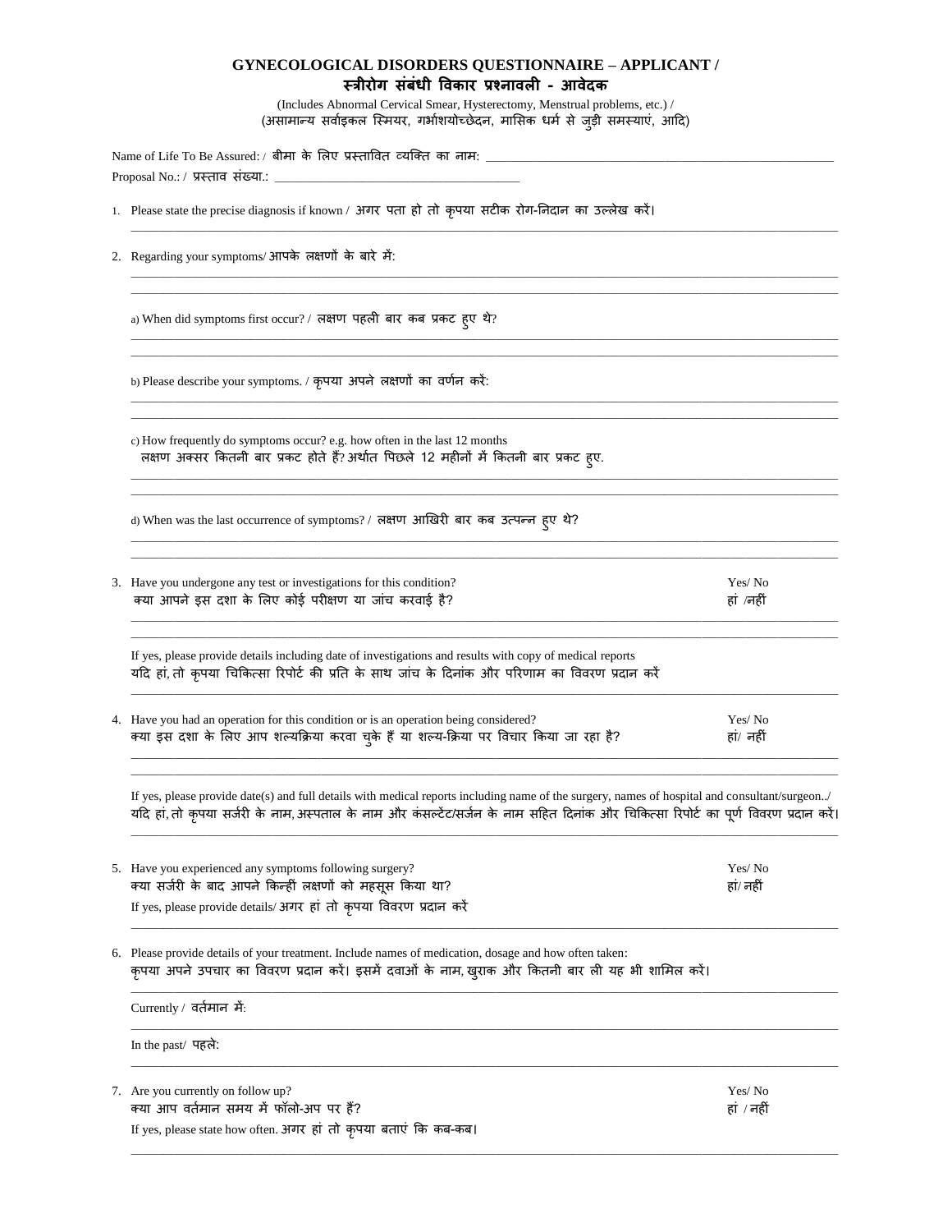# GYNECOLOGICAL DISORDERS QUESTIONNAIRE – APPLICANT / स्त्रीरोग संबंधी विकार प्रश्नावली - आवेदक

(Includes Abnormal Cervical Smear, Hysterectomy, Menstrual problems, etc.) /
(असामान्य सर्वाइकल स्मियर, गर्भाशयोच्छेदन, मासिक धर्म से जुड़ी समस्याएं, आदि)

Name of Life To Be Assured: / बीमा के लिए प्रस्तावित व्यक्ति का नाम: ____________________

Proposal No.: / प्रस्ताव संख्या.: ____________________

1. Please state the precise diagnosis if known / अगर पता हो तो कृपया सटीक रोग-निदान का उल्लेख करें।

____________________

2. Regarding your symptoms/ आपके लक्षणों के बारे में:

____________________

____________________

   a) When did symptoms first occur? / लक्षण पहली बार कब प्रकट हुए थे?

   ____________________

   ____________________

   b) Please describe your symptoms. / कृपया अपने लक्षणों का वर्णन करें:

   ____________________

   ____________________

   c) How frequently do symptoms occur? e.g. how often in the last 12 months
   लक्षण अक्सर कितनी बार प्रकट होते हैं? अर्थात पिछले 12 महीनों में कितनी बार प्रकट हुए.

   ____________________

   ____________________

   d) When was the last occurrence of symptoms? / लक्षण आखिरी बार कब उत्पन्न हुए थे?

   ____________________

   ____________________

3. Have you undergone any test or investigations for this condition? — Yes/ No
   क्या आपने इस दशा के लिए कोई परीक्षण या जांच करवाई है? — हां /नहीं

   ____________________

   ____________________

   If yes, please provide details including date of investigations and results with copy of medical reports
   यदि हां, तो कृपया चिकित्सा रिपोर्ट की प्रति के साथ जांच के दिनांक और परिणाम का विवरण प्रदान करें

   ____________________

4. Have you had an operation for this condition or is an operation being considered? — Yes/ No
   क्या इस दशा के लिए आप शल्यक्रिया करवा चुके हैं या शल्य-क्रिया पर विचार किया जा रहा है? — हां/ नहीं

   ____________________

   ____________________

   If yes, please provide date(s) and full details with medical reports including name of the surgery, names of hospital and consultant/surgeon../
   यदि हां, तो कृपया सर्जरी के नाम, अस्पताल के नाम और कंसल्टेंट/सर्जन के नाम सहित दिनांक और चिकित्सा रिपोर्ट का पूर्ण विवरण प्रदान करें।

   ____________________

5. Have you experienced any symptoms following surgery? — Yes/ No
   क्या सर्जरी के बाद आपने किन्हीं लक्षणों को महसूस किया था? — हां/ नहीं
   If yes, please provide details/ अगर हां तो कृपया विवरण प्रदान करें

   ____________________

6. Please provide details of your treatment. Include names of medication, dosage and how often taken:
   कृपया अपने उपचार का विवरण प्रदान करें। इसमें दवाओं के नाम, खुराक और कितनी बार ली यह भी शामिल करें।

   ____________________

   Currently / वर्तमान में:

   ____________________

   In the past/ पहले:

   ____________________

7. Are you currently on follow up? — Yes/ No
   क्या आप वर्तमान समय में फॉलो-अप पर हैं? — हां / नहीं
   If yes, please state how often. अगर हां तो कृपया बताएं कि कब-कब।

   ____________________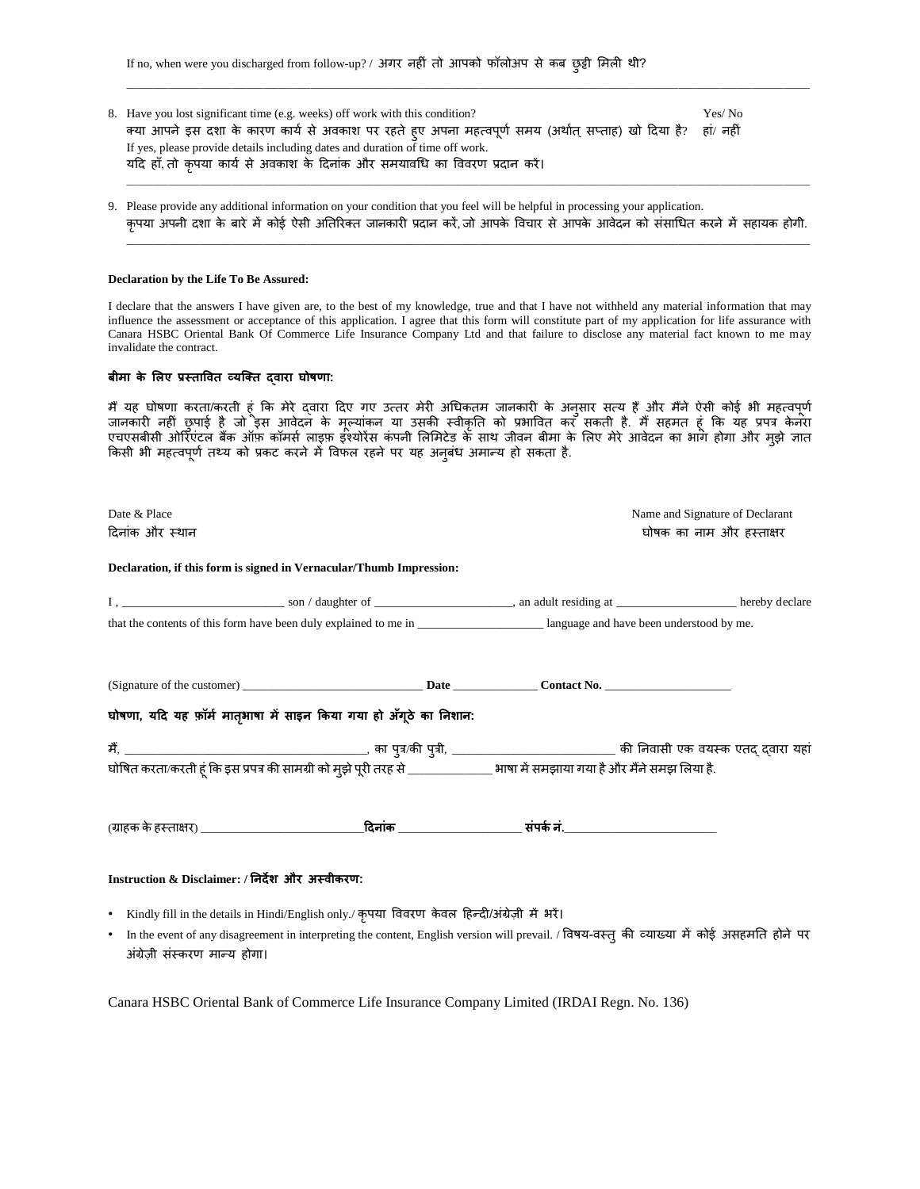If no, when were you discharged from follow-up? / अगर नहीं तो आपको फॉलोअप से कब छुट्टी मिली थी?

_______________________________________________________________________________________________

8. Have you lost significant time (e.g. weeks) off work with this condition? Yes/ No
   क्या आपने इस दशा के कारण कार्य से अवकाश पर रहते हुए अपना महत्वपूर्ण समय (अर्थात् सप्ताह) खो दिया है? हां/ नहीं
   If yes, please provide details including dates and duration of time off work.
   यदि हाँ, तो कृपया कार्य से अवकाश के दिनांक और समयावधि का विवरण प्रदान करें।
   _______________________________________________________________________________________________

9. Please provide any additional information on your condition that you feel will be helpful in processing your application.
   कृपया अपनी दशा के बारे में कोई ऐसी अतिरिक्त जानकारी प्रदान करें, जो आपके विचार से आपके आवेदन को संसाधित करने में सहायक होगी.
   _______________________________________________________________________________________________

**Declaration by the Life To Be Assured:**

I declare that the answers I have given are, to the best of my knowledge, true and that I have not withheld any material information that may influence the assessment or acceptance of this application. I agree that this form will constitute part of my application for life assurance with Canara HSBC Oriental Bank Of Commerce Life Insurance Company Ltd and that failure to disclose any material fact known to me may invalidate the contract.

**बीमा के लिए प्रस्तावित व्यक्ति द्वारा घोषणा:**

मैं यह घोषणा करता/करती हूं कि मेरे द्वारा दिए गए उत्तर मेरी अधिकतम जानकारी के अनुसार सत्य हैं और मैंने ऐसी कोई भी महत्वपूर्ण जानकारी नहीं छुपाई है जो इस आवेदन के मूल्यांकन या उसकी स्वीकृति को प्रभावित कर सकती है. मैं सहमत हूं कि यह प्रपत्र केनरा एचएसबीसी ओरिएंटल बैंक ऑफ़ कॉमर्स लाइफ़ इंश्योरेंस कंपनी लिमिटेड के साथ जीवन बीमा के लिए मेरे आवेदन का भाग होगा और मुझे ज्ञात किसी भी महत्वपूर्ण तथ्य को प्रकट करने में विफल रहने पर यह अनुबंध अमान्य हो सकता है.

Date & Place
दिनांक और स्थान

Name and Signature of Declarant
घोषक का नाम और हस्ताक्षर

**Declaration, if this form is signed in Vernacular/Thumb Impression:**

I , __________________________ son / daughter of ______________________, an adult residing at ____________________ hereby declare that the contents of this form have been duly explained to me in _____________________ language and have been understood by me.

(Signature of the customer) ______________________________ **Date** _____________ **Contact No.** _____________________

**घोषणा, यदि यह फ़ॉर्म मातृभाषा में साइन किया गया हो अँगूठे का निशान:**

मैं, ______________________________________, का पुत्र/की पुत्री, __________________________ की निवासी एक वयस्क एतद् द्वारा यहां घोषित करता/करती हूं कि इस प्रपत्र की सामग्री को मुझे पूरी तरह से _____________ भाषा में समझाया गया है और मैंने समझ लिया है.

(ग्राहक के हस्ताक्षर) __________________________ **दिनांक** ____________________ **संपर्क नं.** _________________________

**Instruction & Disclaimer: / निर्देश और अस्वीकरण:**

- Kindly fill in the details in Hindi/English only./ कृपया विवरण केवल हिन्दी/अंग्रेज़ी में भरें।
- In the event of any disagreement in interpreting the content, English version will prevail. / विषय-वस्तु की व्याख्या में कोई असहमति होने पर अंग्रेज़ी संस्करण मान्य होगा।

Canara HSBC Oriental Bank of Commerce Life Insurance Company Limited (IRDAI Regn. No. 136)